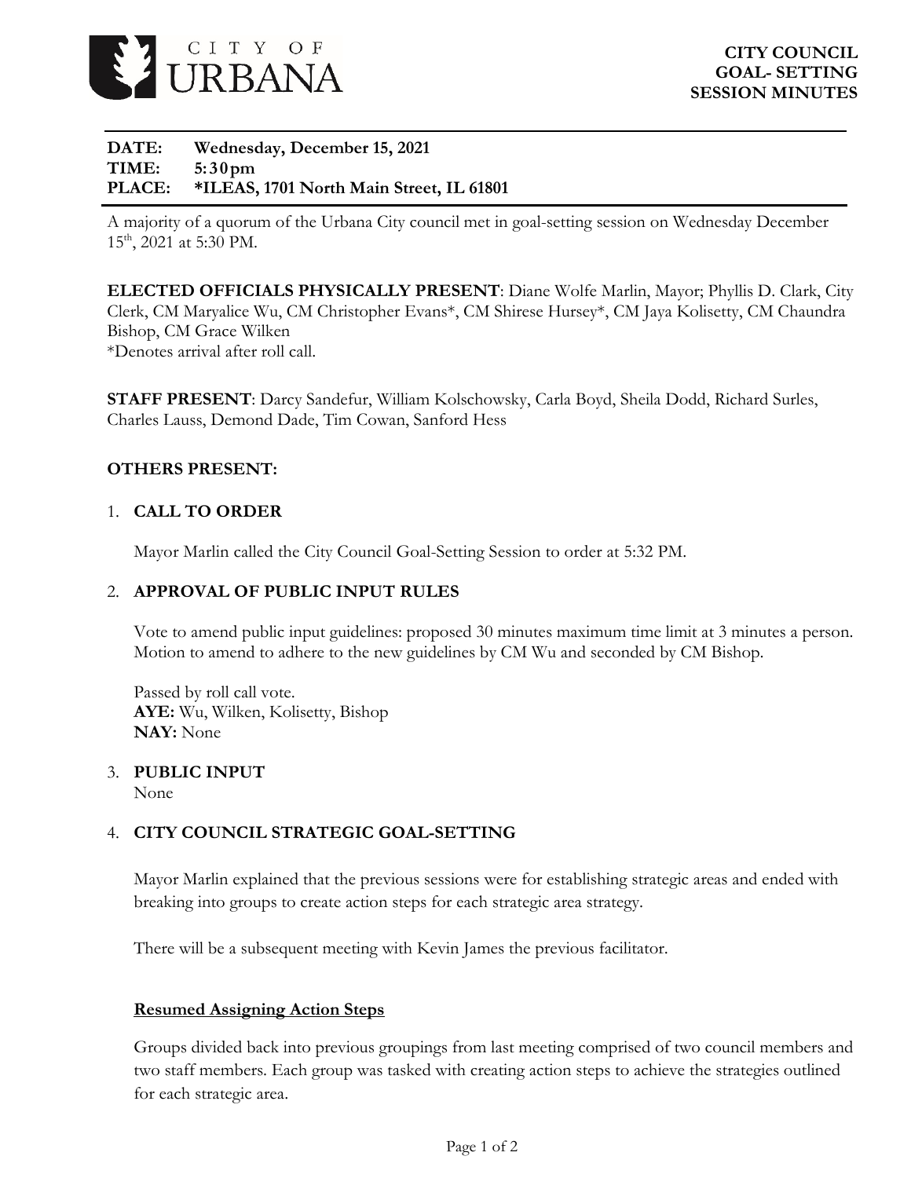CITY OF URBANA

**CITY COUNCIL GOAL- SETTING SESSION MINUTES**

**DATE:** Wednesday, December 15, 2021
**TIME:** 5:30pm
**PLACE:** *ILEAS, 1701 North Main Street, IL 61801

A majority of a quorum of the Urbana City council met in goal-setting session on Wednesday December 15th, 2021 at 5:30 PM.

**ELECTED OFFICIALS PHYSICALLY PRESENT**: Diane Wolfe Marlin, Mayor; Phyllis D. Clark, City Clerk, CM Maryalice Wu, CM Christopher Evans*, CM Shirese Hursey*, CM Jaya Kolisetty, CM Chaundra Bishop, CM Grace Wilken
*Denotes arrival after roll call.

**STAFF PRESENT**: Darcy Sandefur, William Kolschowsky, Carla Boyd, Sheila Dodd, Richard Surles, Charles Lauss, Demond Dade, Tim Cowan, Sanford Hess

**OTHERS PRESENT:**

1. **CALL TO ORDER**

   Mayor Marlin called the City Council Goal-Setting Session to order at 5:32 PM.

2. **APPROVAL OF PUBLIC INPUT RULES**

   Vote to amend public input guidelines: proposed 30 minutes maximum time limit at 3 minutes a person. Motion to amend to adhere to the new guidelines by CM Wu and seconded by CM Bishop.

   Passed by roll call vote.
   **AYE:** Wu, Wilken, Kolisetty, Bishop
   **NAY:** None

3. **PUBLIC INPUT**
   None

4. **CITY COUNCIL STRATEGIC GOAL-SETTING**

   Mayor Marlin explained that the previous sessions were for establishing strategic areas and ended with breaking into groups to create action steps for each strategic area strategy.

   There will be a subsequent meeting with Kevin James the previous facilitator.

   **Resumed Assigning Action Steps**

   Groups divided back into previous groupings from last meeting comprised of two council members and two staff members. Each group was tasked with creating action steps to achieve the strategies outlined for each strategic area.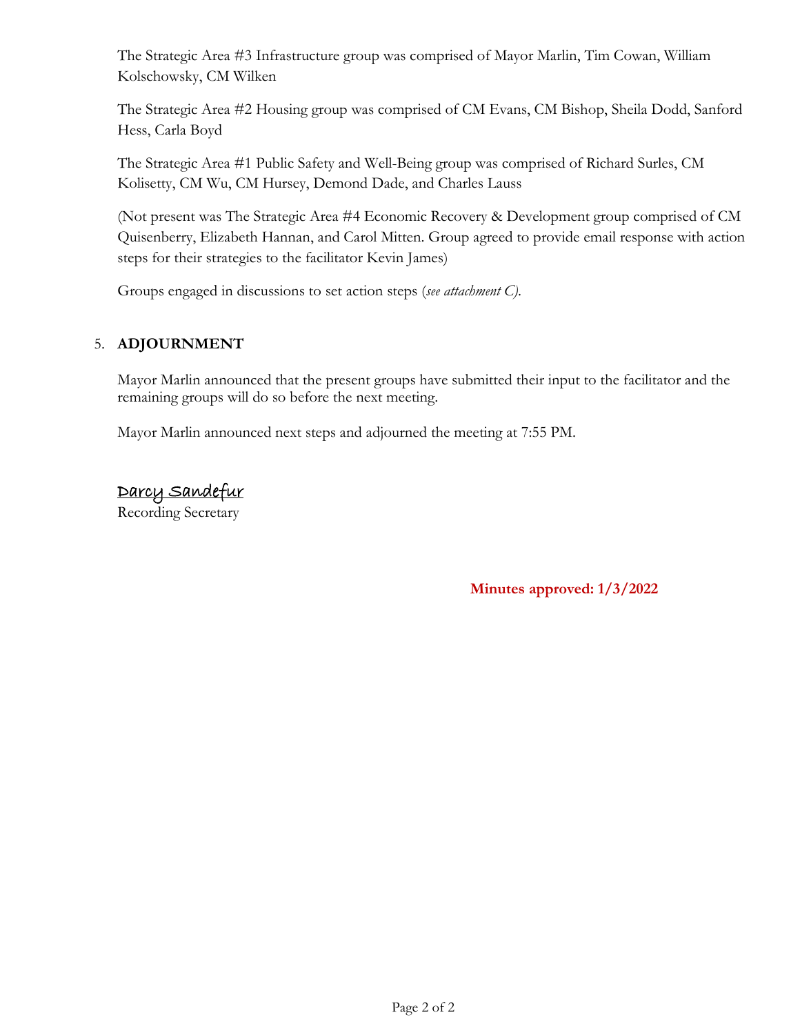The Strategic Area #3 Infrastructure group was comprised of Mayor Marlin, Tim Cowan, William Kolschowsky, CM Wilken

The Strategic Area #2 Housing group was comprised of CM Evans, CM Bishop, Sheila Dodd, Sanford Hess, Carla Boyd

The Strategic Area #1 Public Safety and Well-Being group was comprised of Richard Surles, CM Kolisetty, CM Wu, CM Hursey, Demond Dade, and Charles Lauss

(Not present was The Strategic Area #4 Economic Recovery & Development group comprised of CM Quisenberry, Elizabeth Hannan, and Carol Mitten. Group agreed to provide email response with action steps for their strategies to the facilitator Kevin James)

Groups engaged in discussions to set action steps (*see attachment C).*

5. **ADJOURNMENT**

   Mayor Marlin announced that the present groups have submitted their input to the facilitator and the remaining groups will do so before the next meeting.

   Mayor Marlin announced next steps and adjourned the meeting at 7:55 PM.

<u>Darcy Sandefur</u>
Recording Secretary

**Minutes approved: 1/3/2022**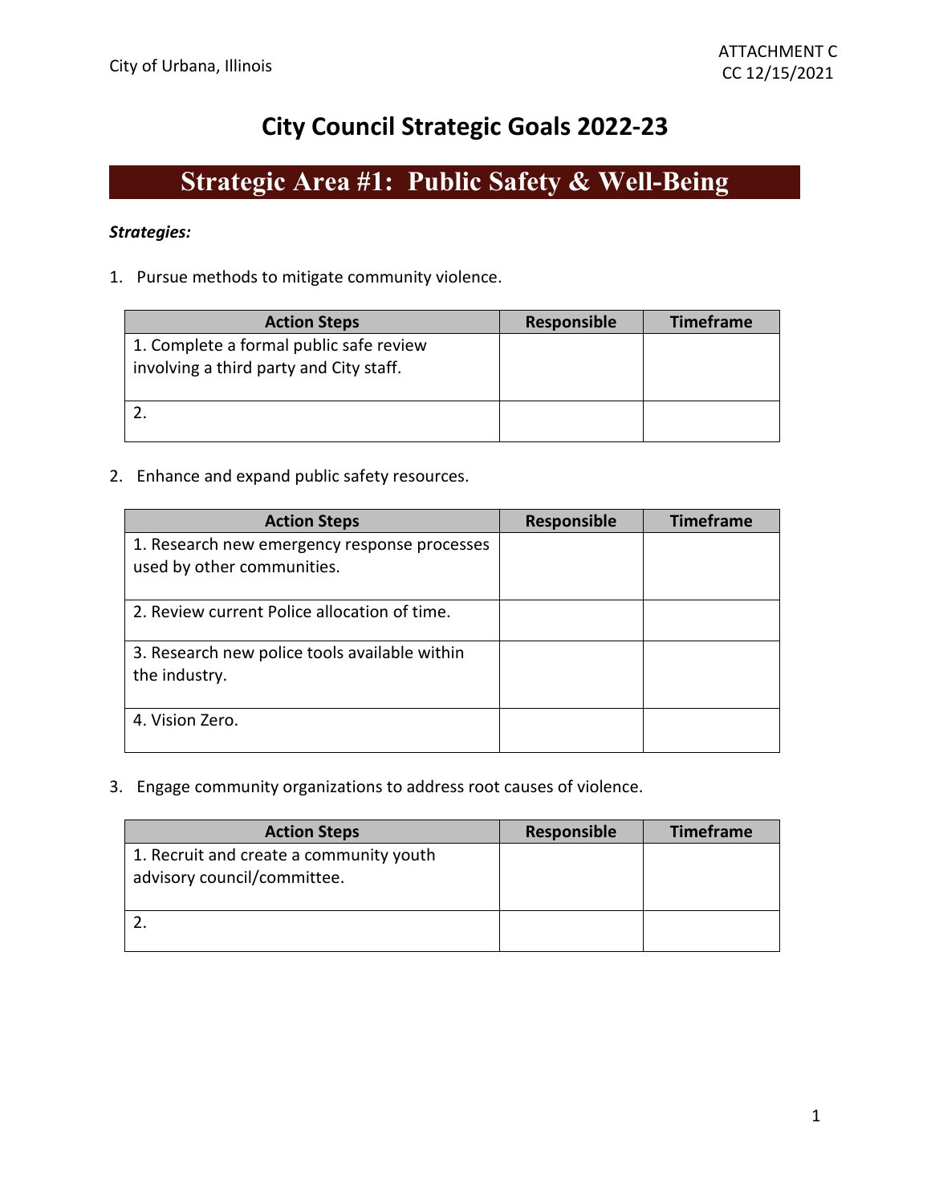City of Urbana, Illinois

ATTACHMENT C
CC 12/15/2021

# City Council Strategic Goals 2022-23

## Strategic Area #1: Public Safety & Well-Being

***Strategies:***

1. Pursue methods to mitigate community violence.

| Action Steps | Responsible | Timeframe |
|---|---|---|
| 1. Complete a formal public safe review involving a third party and City staff. | | |
| 2. | | |

2. Enhance and expand public safety resources.

| Action Steps | Responsible | Timeframe |
|---|---|---|
| 1. Research new emergency response processes used by other communities. | | |
| 2. Review current Police allocation of time. | | |
| 3. Research new police tools available within the industry. | | |
| 4. Vision Zero. | | |

3. Engage community organizations to address root causes of violence.

| Action Steps | Responsible | Timeframe |
|---|---|---|
| 1. Recruit and create a community youth advisory council/committee. | | |
| 2. | | |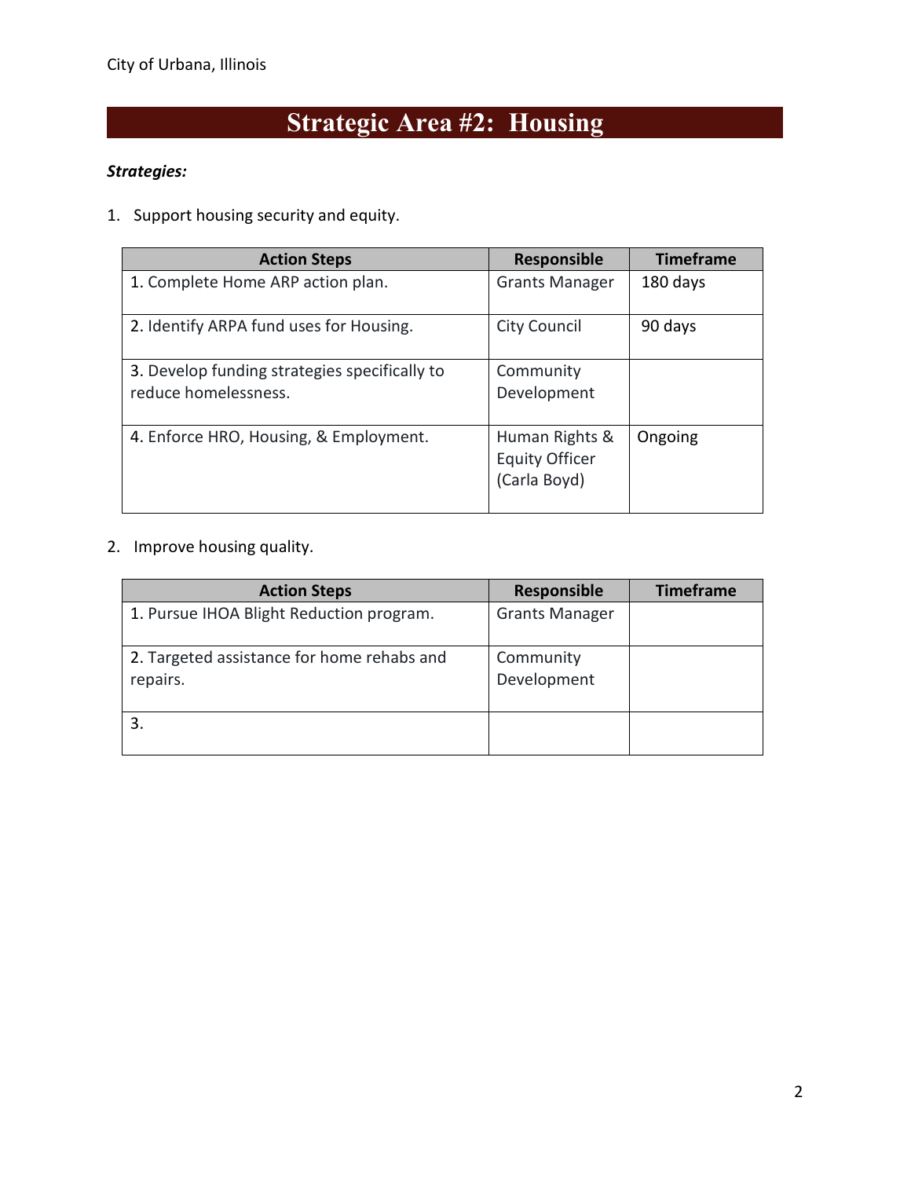# Strategic Area #2: Housing

***Strategies:***

1. Support housing security and equity.

| Action Steps | Responsible | Timeframe |
|---|---|---|
| 1. Complete Home ARP action plan. | Grants Manager | 180 days |
| 2. Identify ARPA fund uses for Housing. | City Council | 90 days |
| 3. Develop funding strategies specifically to reduce homelessness. | Community Development | |
| 4. Enforce HRO, Housing, & Employment. | Human Rights & Equity Officer (Carla Boyd) | Ongoing |

2. Improve housing quality.

| Action Steps | Responsible | Timeframe |
|---|---|---|
| 1. Pursue IHOA Blight Reduction program. | Grants Manager | |
| 2. Targeted assistance for home rehabs and repairs. | Community Development | |
| 3. | | |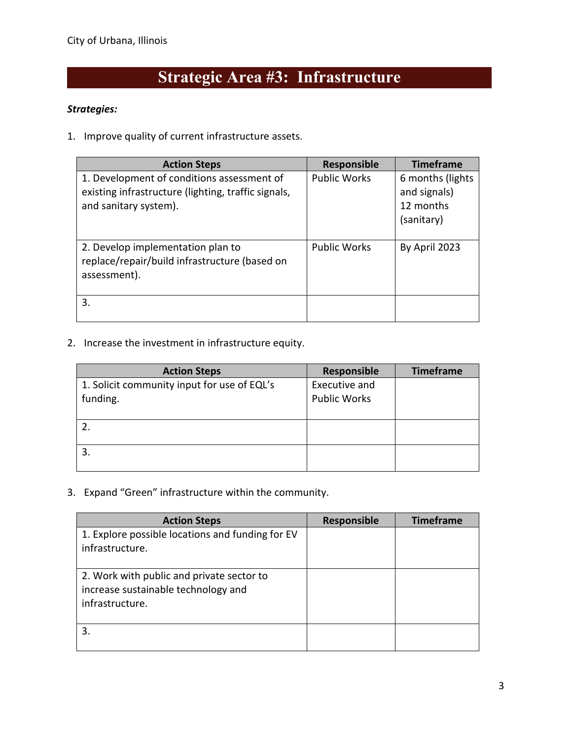# Strategic Area #3: Infrastructure

***Strategies:***

1. Improve quality of current infrastructure assets.

| Action Steps | Responsible | Timeframe |
|---|---|---|
| 1. Development of conditions assessment of existing infrastructure (lighting, traffic signals, and sanitary system). | Public Works | 6 months (lights and signals) 12 months (sanitary) |
| 2. Develop implementation plan to replace/repair/build infrastructure (based on assessment). | Public Works | By April 2023 |
| 3. | | |

2. Increase the investment in infrastructure equity.

| Action Steps | Responsible | Timeframe |
|---|---|---|
| 1. Solicit community input for use of EQL's funding. | Executive and Public Works | |
| 2. | | |
| 3. | | |

3. Expand "Green" infrastructure within the community.

| Action Steps | Responsible | Timeframe |
|---|---|---|
| 1. Explore possible locations and funding for EV infrastructure. | | |
| 2. Work with public and private sector to increase sustainable technology and infrastructure. | | |
| 3. | | |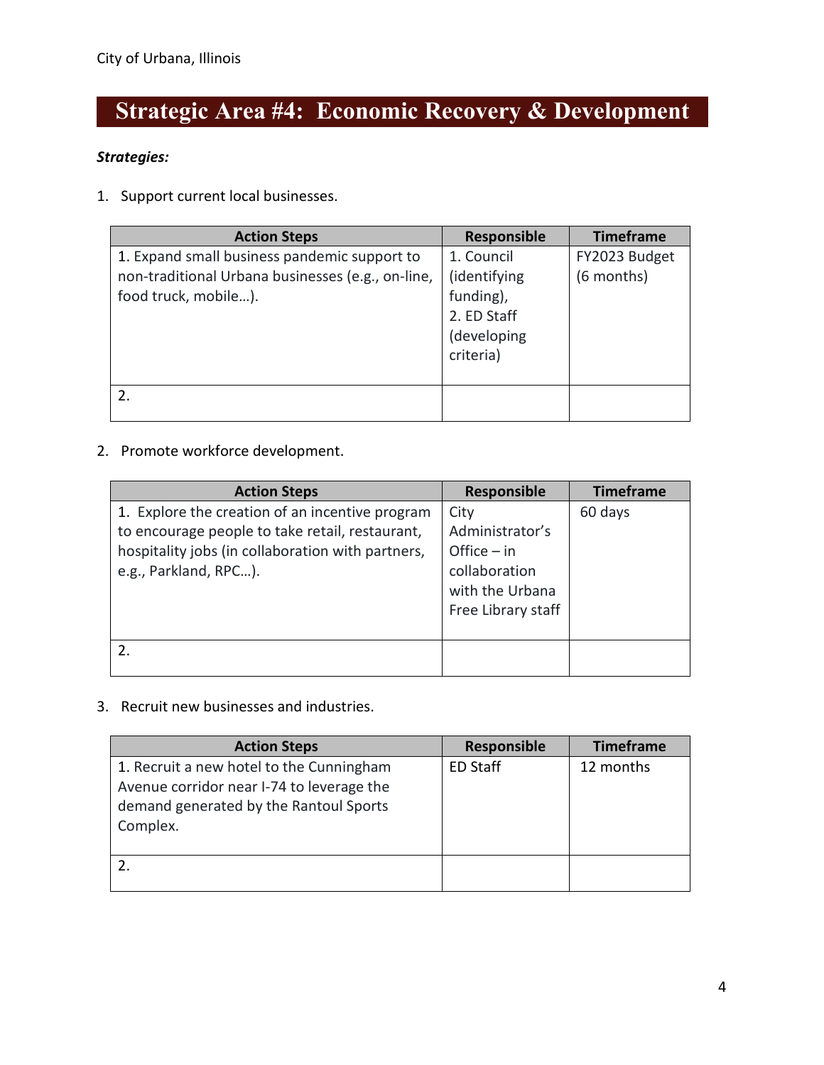City of Urbana, Illinois

# Strategic Area #4: Economic Recovery & Development

***Strategies:***

1. Support current local businesses.

| Action Steps | Responsible | Timeframe |
|---|---|---|
| 1. Expand small business pandemic support to non-traditional Urbana businesses (e.g., on-line, food truck, mobile…). | 1. Council (identifying funding), 2. ED Staff (developing criteria) | FY2023 Budget (6 months) |
| 2. | | |

2. Promote workforce development.

| Action Steps | Responsible | Timeframe |
|---|---|---|
| 1. Explore the creation of an incentive program to encourage people to take retail, restaurant, hospitality jobs (in collaboration with partners, e.g., Parkland, RPC…). | City Administrator's Office – in collaboration with the Urbana Free Library staff | 60 days |
| 2. | | |

3. Recruit new businesses and industries.

| Action Steps | Responsible | Timeframe |
|---|---|---|
| 1. Recruit a new hotel to the Cunningham Avenue corridor near I-74 to leverage the demand generated by the Rantoul Sports Complex. | ED Staff | 12 months |
| 2. | | |